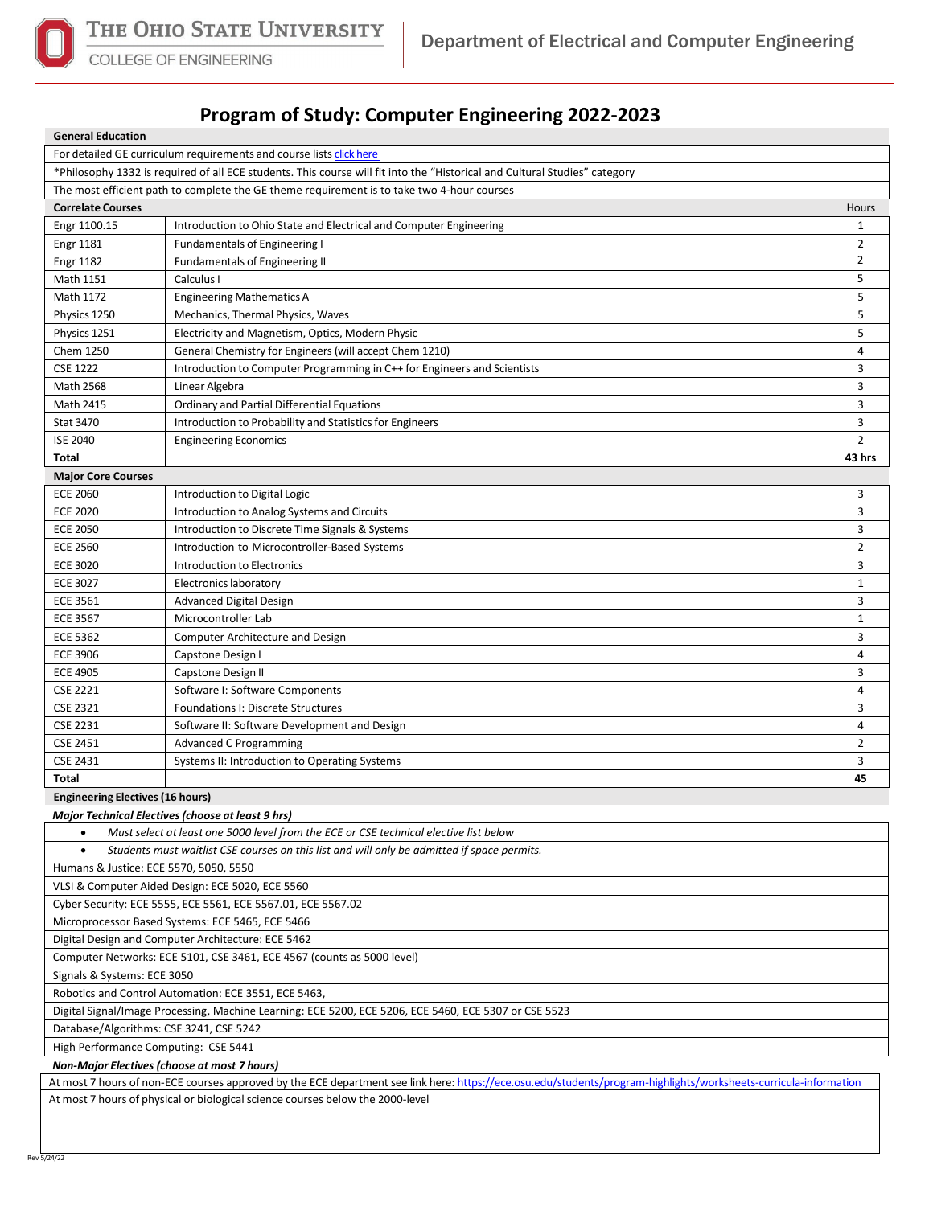The Ohio State University
College of Engineering

Department of Electrical and Computer Engineering

# Program of Study: Computer Engineering 2022-2023

## General Education

For detailed GE curriculum requirements and course lists click here

*Philosophy 1332 is required of all ECE students. This course will fit into the "Historical and Cultural Studies" category

The most efficient path to complete the GE theme requirement is to take two 4-hour courses

## Correlate Courses

| Course | Title | Hours |
|---|---|---|
| Engr 1100.15 | Introduction to Ohio State and Electrical and Computer Engineering | 1 |
| Engr 1181 | Fundamentals of Engineering I | 2 |
| Engr 1182 | Fundamentals of Engineering II | 2 |
| Math 1151 | Calculus I | 5 |
| Math 1172 | Engineering Mathematics A | 5 |
| Physics 1250 | Mechanics, Thermal Physics, Waves | 5 |
| Physics 1251 | Electricity and Magnetism, Optics, Modern Physic | 5 |
| Chem 1250 | General Chemistry for Engineers (will accept Chem 1210) | 4 |
| CSE 1222 | Introduction to Computer Programming in C++ for Engineers and Scientists | 3 |
| Math 2568 | Linear Algebra | 3 |
| Math 2415 | Ordinary and Partial Differential Equations | 3 |
| Stat 3470 | Introduction to Probability and Statistics for Engineers | 3 |
| ISE 2040 | Engineering Economics | 2 |
| **Total** | | **43 hrs** |

## Major Core Courses

| Course | Title | Hours |
|---|---|---|
| ECE 2060 | Introduction to Digital Logic | 3 |
| ECE 2020 | Introduction to Analog Systems and Circuits | 3 |
| ECE 2050 | Introduction to Discrete Time Signals & Systems | 3 |
| ECE 2560 | Introduction to Microcontroller-Based Systems | 2 |
| ECE 3020 | Introduction to Electronics | 3 |
| ECE 3027 | Electronics laboratory | 1 |
| ECE 3561 | Advanced Digital Design | 3 |
| ECE 3567 | Microcontroller Lab | 1 |
| ECE 5362 | Computer Architecture and Design | 3 |
| ECE 3906 | Capstone Design I | 4 |
| ECE 4905 | Capstone Design II | 3 |
| CSE 2221 | Software I: Software Components | 4 |
| CSE 2321 | Foundations I: Discrete Structures | 3 |
| CSE 2231 | Software II: Software Development and Design | 4 |
| CSE 2451 | Advanced C Programming | 2 |
| CSE 2431 | Systems II: Introduction to Operating Systems | 3 |
| **Total** | | **45** |

## Engineering Electives (16 hours)

### *Major Technical Electives (choose at least 9 hrs)*

- *Must select at least one 5000 level from the ECE or CSE technical elective list below*
- *Students must waitlist CSE courses on this list and will only be admitted if space permits.*

Humans & Justice: ECE 5570, 5050, 5550

VLSI & Computer Aided Design: ECE 5020, ECE 5560

Cyber Security: ECE 5555, ECE 5561, ECE 5567.01, ECE 5567.02

Microprocessor Based Systems: ECE 5465, ECE 5466

Digital Design and Computer Architecture: ECE 5462

Computer Networks: ECE 5101, CSE 3461, ECE 4567 (counts as 5000 level)

Signals & Systems: ECE 3050

Robotics and Control Automation: ECE 3551, ECE 5463,

Digital Signal/Image Processing, Machine Learning: ECE 5200, ECE 5206, ECE 5460, ECE 5307 or CSE 5523

Database/Algorithms: CSE 3241, CSE 5242

High Performance Computing: CSE 5441

### *Non-Major Electives (choose at most 7 hours)*

At most 7 hours of non-ECE courses approved by the ECE department see link here: https://ece.osu.edu/students/program-highlights/worksheets-curricula-information

At most 7 hours of physical or biological science courses below the 2000-level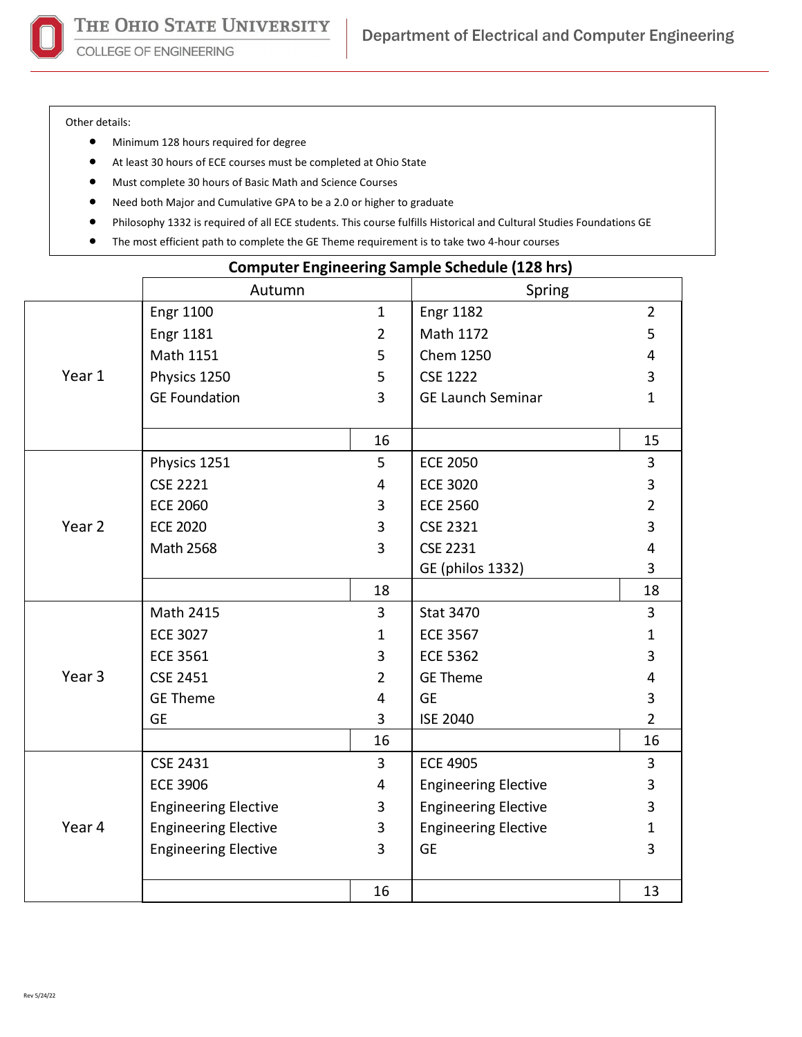Other details:

- Minimum 128 hours required for degree
- At least 30 hours of ECE courses must be completed at Ohio State
- Must complete 30 hours of Basic Math and Science Courses
- Need both Major and Cumulative GPA to be a 2.0 or higher to graduate
- Philosophy 1332 is required of all ECE students. This course fulfills Historical and Cultural Studies Foundations GE
- The most efficient path to complete the GE Theme requirement is to take two 4-hour courses

## Computer Engineering Sample Schedule (128 hrs)

| | Autumn | | Spring | |
|---|---|---|---|---|
| Year 1 | Engr 1100 | 1 | Engr 1182 | 2 |
| | Engr 1181 | 2 | Math 1172 | 5 |
| | Math 1151 | 5 | Chem 1250 | 4 |
| | Physics 1250 | 5 | CSE 1222 | 3 |
| | GE Foundation | 3 | GE Launch Seminar | 1 |
| | | 16 | | 15 |
| Year 2 | Physics 1251 | 5 | ECE 2050 | 3 |
| | CSE 2221 | 4 | ECE 3020 | 3 |
| | ECE 2060 | 3 | ECE 2560 | 2 |
| | ECE 2020 | 3 | CSE 2321 | 3 |
| | Math 2568 | 3 | CSE 2231 | 4 |
| | | | GE (philos 1332) | 3 |
| | | 18 | | 18 |
| Year 3 | Math 2415 | 3 | Stat 3470 | 3 |
| | ECE 3027 | 1 | ECE 3567 | 1 |
| | ECE 3561 | 3 | ECE 5362 | 3 |
| | CSE 2451 | 2 | GE Theme | 4 |
| | GE Theme | 4 | GE | 3 |
| | GE | 3 | ISE 2040 | 2 |
| | | 16 | | 16 |
| Year 4 | CSE 2431 | 3 | ECE 4905 | 3 |
| | ECE 3906 | 4 | Engineering Elective | 3 |
| | Engineering Elective | 3 | Engineering Elective | 3 |
| | Engineering Elective | 3 | Engineering Elective | 1 |
| | Engineering Elective | 3 | GE | 3 |
| | | 16 | | 13 |

Rev 5/24/22